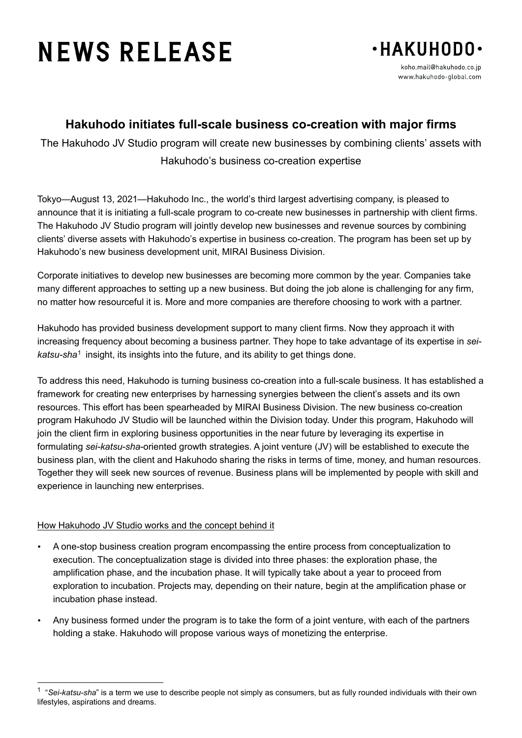# NEWS RELEASE

·HAKUHODO·

koho.mail@hakuhodo.co.jp
www.hakuhodo-global.com

## Hakuhodo initiates full-scale business co-creation with major firms

The Hakuhodo JV Studio program will create new businesses by combining clients' assets with Hakuhodo's business co-creation expertise

Tokyo—August 13, 2021—Hakuhodo Inc., the world's third largest advertising company, is pleased to announce that it is initiating a full-scale program to co-create new businesses in partnership with client firms. The Hakuhodo JV Studio program will jointly develop new businesses and revenue sources by combining clients' diverse assets with Hakuhodo's expertise in business co-creation. The program has been set up by Hakuhodo's new business development unit, MIRAI Business Division.

Corporate initiatives to develop new businesses are becoming more common by the year. Companies take many different approaches to setting up a new business. But doing the job alone is challenging for any firm, no matter how resourceful it is. More and more companies are therefore choosing to work with a partner.

Hakuhodo has provided business development support to many client firms. Now they approach it with increasing frequency about becoming a business partner. They hope to take advantage of its expertise in *sei-katsu-sha*[1] insight, its insights into the future, and its ability to get things done.

To address this need, Hakuhodo is turning business co-creation into a full-scale business. It has established a framework for creating new enterprises by harnessing synergies between the client's assets and its own resources. This effort has been spearheaded by MIRAI Business Division. The new business co-creation program Hakuhodo JV Studio will be launched within the Division today. Under this program, Hakuhodo will join the client firm in exploring business opportunities in the near future by leveraging its expertise in formulating *sei-katsu-sha*-oriented growth strategies. A joint venture (JV) will be established to execute the business plan, with the client and Hakuhodo sharing the risks in terms of time, money, and human resources. Together they will seek new sources of revenue. Business plans will be implemented by people with skill and experience in launching new enterprises.

How Hakuhodo JV Studio works and the concept behind it

- A one-stop business creation program encompassing the entire process from conceptualization to execution. The conceptualization stage is divided into three phases: the exploration phase, the amplification phase, and the incubation phase. It will typically take about a year to proceed from exploration to incubation. Projects may, depending on their nature, begin at the amplification phase or incubation phase instead.
- Any business formed under the program is to take the form of a joint venture, with each of the partners holding a stake. Hakuhodo will propose various ways of monetizing the enterprise.

[1] "*Sei-katsu-sha*" is a term we use to describe people not simply as consumers, but as fully rounded individuals with their own lifestyles, aspirations and dreams.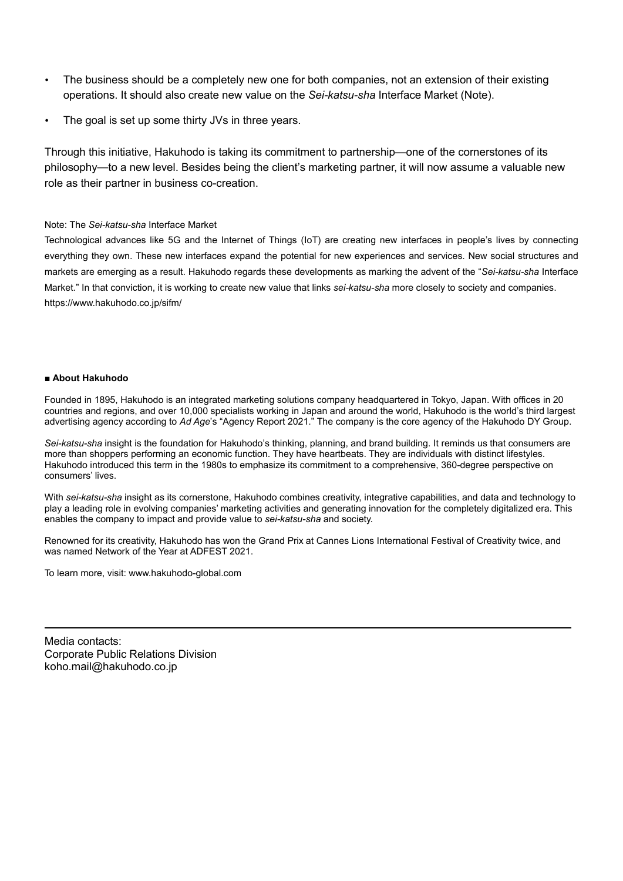- The business should be a completely new one for both companies, not an extension of their existing operations. It should also create new value on the *Sei-katsu-sha* Interface Market (Note).
- The goal is set up some thirty JVs in three years.

Through this initiative, Hakuhodo is taking its commitment to partnership—one of the cornerstones of its philosophy—to a new level. Besides being the client's marketing partner, it will now assume a valuable new role as their partner in business co-creation.

Note: The *Sei-katsu-sha* Interface Market

Technological advances like 5G and the Internet of Things (IoT) are creating new interfaces in people's lives by connecting everything they own. These new interfaces expand the potential for new experiences and services. New social structures and markets are emerging as a result. Hakuhodo regards these developments as marking the advent of the "*Sei-katsu-sha* Interface Market." In that conviction, it is working to create new value that links *sei-katsu-sha* more closely to society and companies.
https://www.hakuhodo.co.jp/sifm/

**■ About Hakuhodo**

Founded in 1895, Hakuhodo is an integrated marketing solutions company headquartered in Tokyo, Japan. With offices in 20 countries and regions, and over 10,000 specialists working in Japan and around the world, Hakuhodo is the world's third largest advertising agency according to *Ad Age*'s "Agency Report 2021." The company is the core agency of the Hakuhodo DY Group.

*Sei-katsu-sha* insight is the foundation for Hakuhodo's thinking, planning, and brand building. It reminds us that consumers are more than shoppers performing an economic function. They have heartbeats. They are individuals with distinct lifestyles. Hakuhodo introduced this term in the 1980s to emphasize its commitment to a comprehensive, 360-degree perspective on consumers' lives.

With *sei-katsu-sha* insight as its cornerstone, Hakuhodo combines creativity, integrative capabilities, and data and technology to play a leading role in evolving companies' marketing activities and generating innovation for the completely digitalized era. This enables the company to impact and provide value to *sei-katsu-sha* and society.

Renowned for its creativity, Hakuhodo has won the Grand Prix at Cannes Lions International Festival of Creativity twice, and was named Network of the Year at ADFEST 2021.

To learn more, visit: www.hakuhodo-global.com

---

Media contacts:
Corporate Public Relations Division
koho.mail@hakuhodo.co.jp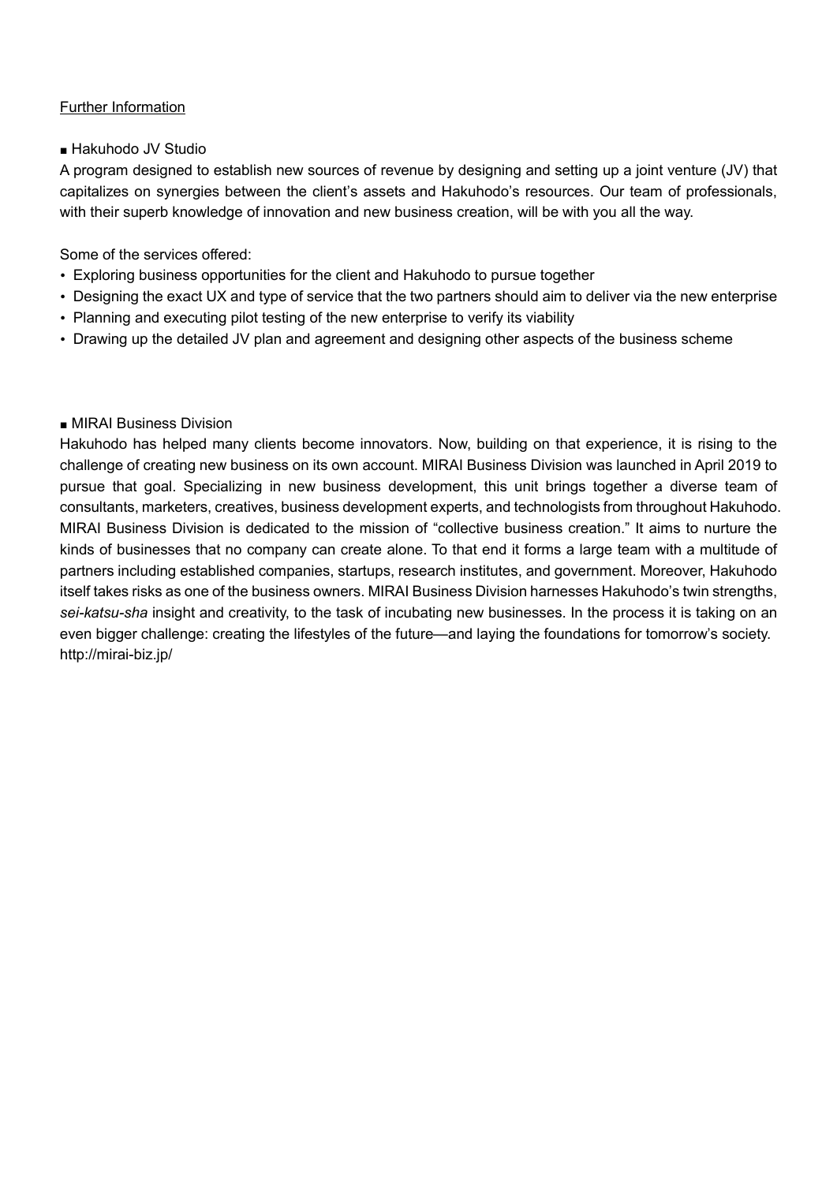Further Information

■ Hakuhodo JV Studio

A program designed to establish new sources of revenue by designing and setting up a joint venture (JV) that capitalizes on synergies between the client's assets and Hakuhodo's resources. Our team of professionals, with their superb knowledge of innovation and new business creation, will be with you all the way.

Some of the services offered:

- Exploring business opportunities for the client and Hakuhodo to pursue together
- Designing the exact UX and type of service that the two partners should aim to deliver via the new enterprise
- Planning and executing pilot testing of the new enterprise to verify its viability
- Drawing up the detailed JV plan and agreement and designing other aspects of the business scheme

■ MIRAI Business Division

Hakuhodo has helped many clients become innovators. Now, building on that experience, it is rising to the challenge of creating new business on its own account. MIRAI Business Division was launched in April 2019 to pursue that goal. Specializing in new business development, this unit brings together a diverse team of consultants, marketers, creatives, business development experts, and technologists from throughout Hakuhodo. MIRAI Business Division is dedicated to the mission of "collective business creation." It aims to nurture the kinds of businesses that no company can create alone. To that end it forms a large team with a multitude of partners including established companies, startups, research institutes, and government. Moreover, Hakuhodo itself takes risks as one of the business owners. MIRAI Business Division harnesses Hakuhodo's twin strengths, *sei-katsu-sha* insight and creativity, to the task of incubating new businesses. In the process it is taking on an even bigger challenge: creating the lifestyles of the future—and laying the foundations for tomorrow's society.
http://mirai-biz.jp/